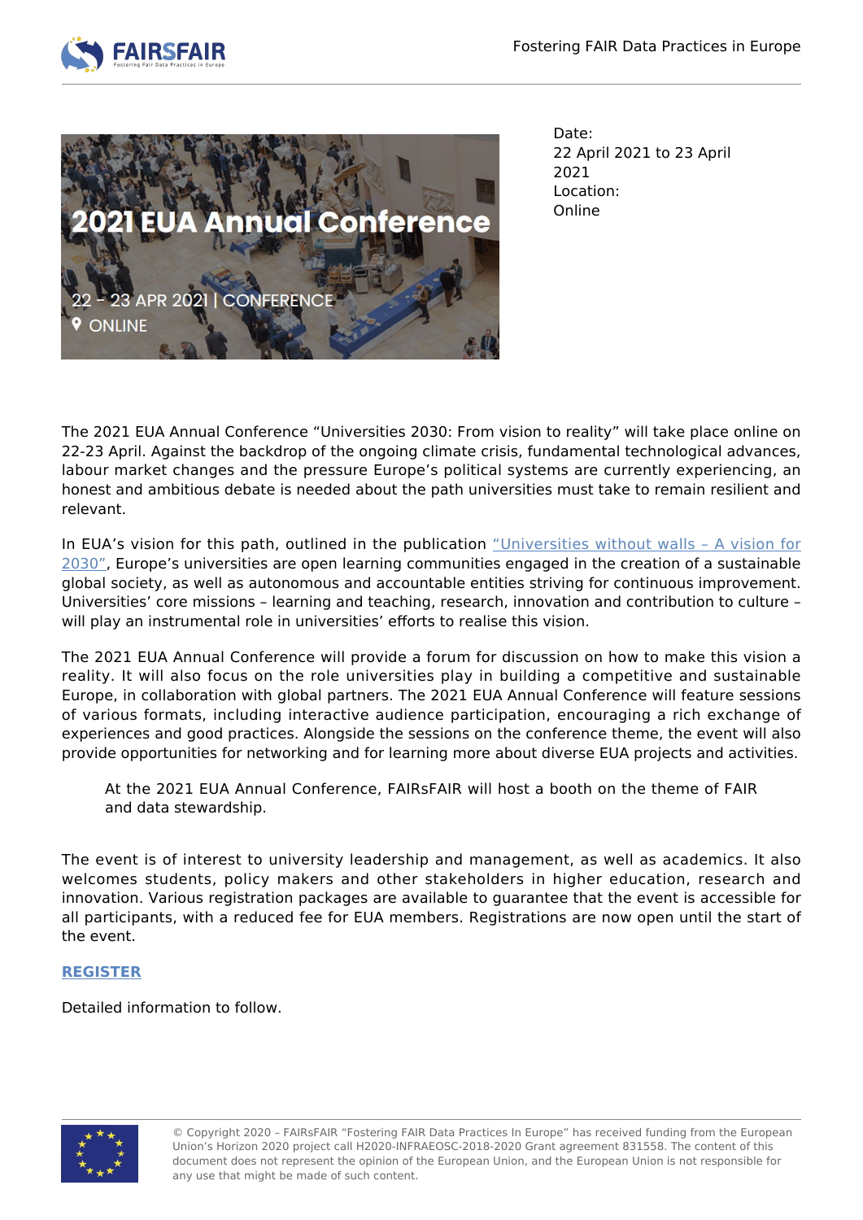Date:
22 April 2021 to 23 April 2021
Location:
Online

The 2021 EUA Annual Conference "Universities 2030: From vision to reality" will take place online on 22-23 April. Against the backdrop of the ongoing climate crisis, fundamental technological advances, labour market changes and the pressure Europe's political systems are currently experiencing, an honest and ambitious debate is needed about the path universities must take to remain resilient and relevant.

In EUA's vision for this path, outlined in the publication "Universities without walls – A vision for 2030", Europe's universities are open learning communities engaged in the creation of a sustainable global society, as well as autonomous and accountable entities striving for continuous improvement. Universities' core missions – learning and teaching, research, innovation and contribution to culture – will play an instrumental role in universities' efforts to realise this vision.

The 2021 EUA Annual Conference will provide a forum for discussion on how to make this vision a reality. It will also focus on the role universities play in building a competitive and sustainable Europe, in collaboration with global partners. The 2021 EUA Annual Conference will feature sessions of various formats, including interactive audience participation, encouraging a rich exchange of experiences and good practices. Alongside the sessions on the conference theme, the event will also provide opportunities for networking and for learning more about diverse EUA projects and activities.

> At the 2021 EUA Annual Conference, FAIRsFAIR will host a booth on the theme of FAIR and data stewardship.

The event is of interest to university leadership and management, as well as academics. It also welcomes students, policy makers and other stakeholders in higher education, research and innovation. Various registration packages are available to guarantee that the event is accessible for all participants, with a reduced fee for EUA members. Registrations are now open until the start of the event.

**REGISTER**

Detailed information to follow.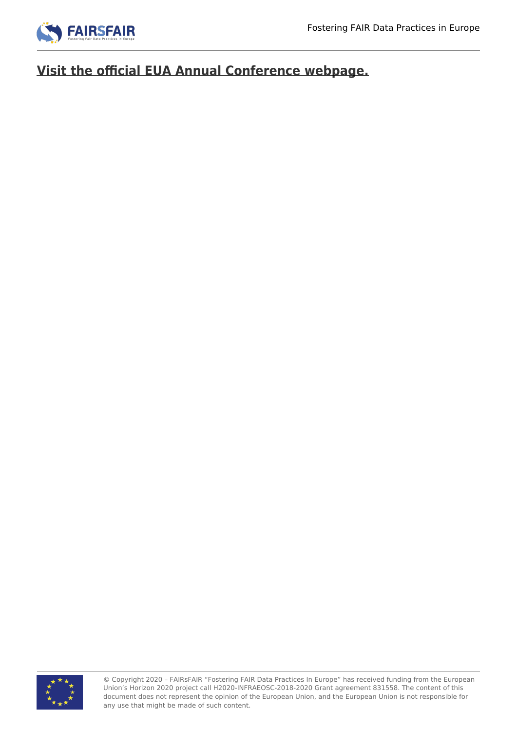## **Visit the official EUA Annual Conference webpage.**